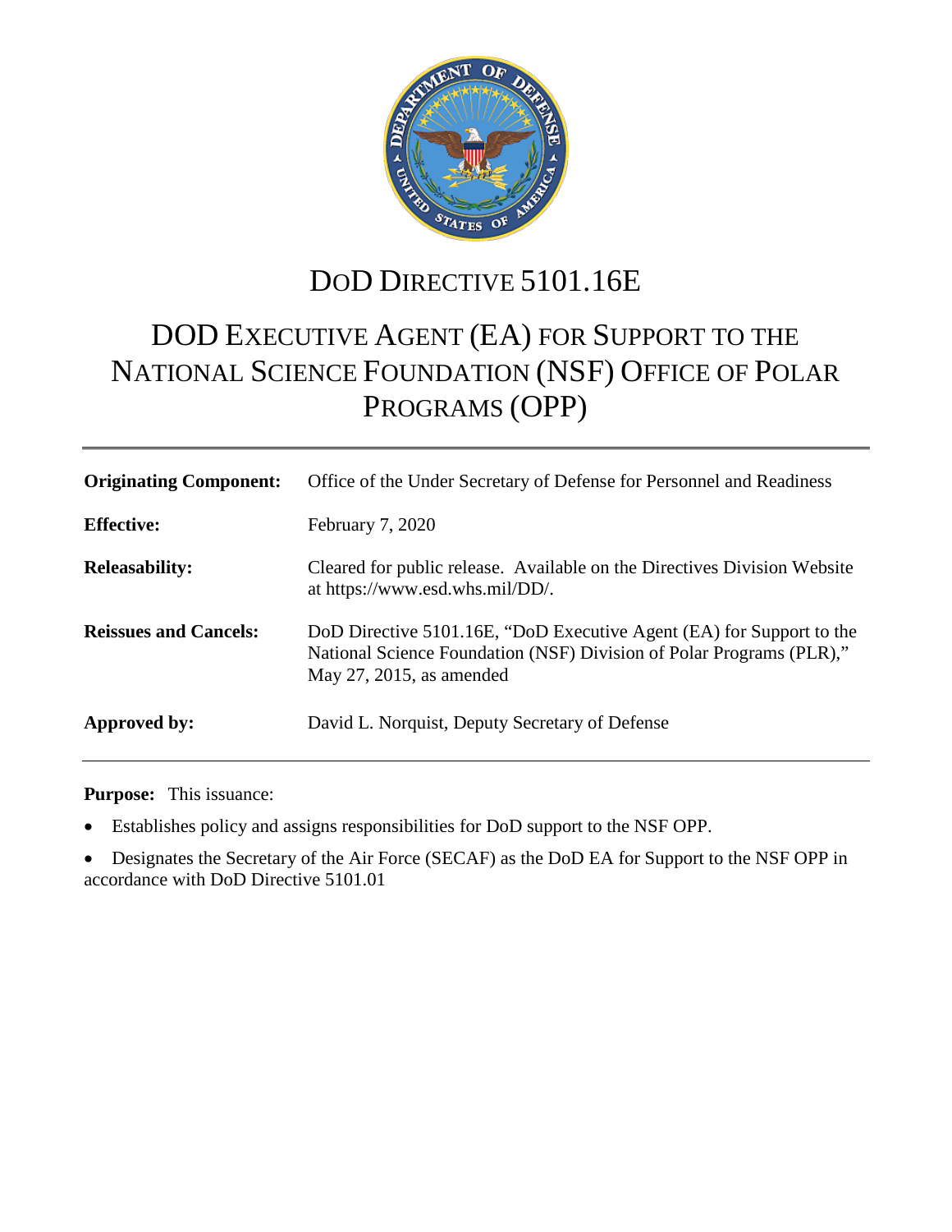# DoD DIRECTIVE 5101.16E

# DOD EXECUTIVE AGENT (EA) FOR SUPPORT TO THE NATIONAL SCIENCE FOUNDATION (NSF) OFFICE OF POLAR PROGRAMS (OPP)

| | |
|---|---|
| **Originating Component:** | Office of the Under Secretary of Defense for Personnel and Readiness |
| **Effective:** | February 7, 2020 |
| **Releasability:** | Cleared for public release. Available on the Directives Division Website at https://www.esd.whs.mil/DD/. |
| **Reissues and Cancels:** | DoD Directive 5101.16E, "DoD Executive Agent (EA) for Support to the National Science Foundation (NSF) Division of Polar Programs (PLR)," May 27, 2015, as amended |
| **Approved by:** | David L. Norquist, Deputy Secretary of Defense |

**Purpose:** This issuance:

- Establishes policy and assigns responsibilities for DoD support to the NSF OPP.
- Designates the Secretary of the Air Force (SECAF) as the DoD EA for Support to the NSF OPP in accordance with DoD Directive 5101.01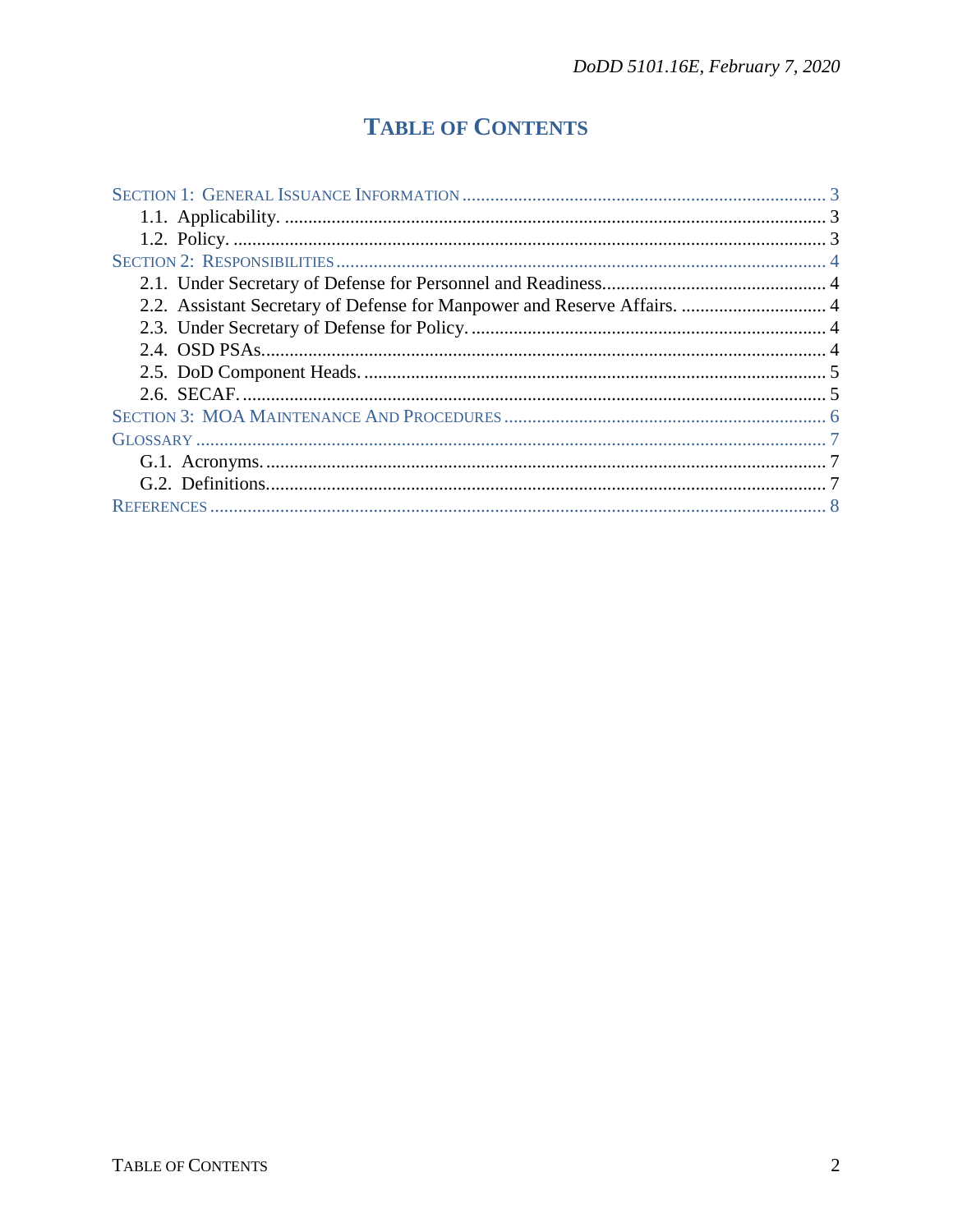# TABLE OF CONTENTS

SECTION 1: GENERAL ISSUANCE INFORMATION ... 3
- 1.1. Applicability. ... 3
- 1.2. Policy. ... 3

SECTION 2: RESPONSIBILITIES ... 4
- 2.1. Under Secretary of Defense for Personnel and Readiness. ... 4
- 2.2. Assistant Secretary of Defense for Manpower and Reserve Affairs. ... 4
- 2.3. Under Secretary of Defense for Policy. ... 4
- 2.4. OSD PSAs. ... 4
- 2.5. DoD Component Heads. ... 5
- 2.6. SECAF. ... 5

SECTION 3: MOA MAINTENANCE AND PROCEDURES ... 6

GLOSSARY ... 7
- G.1. Acronyms. ... 7
- G.2. Definitions. ... 7

REFERENCES ... 8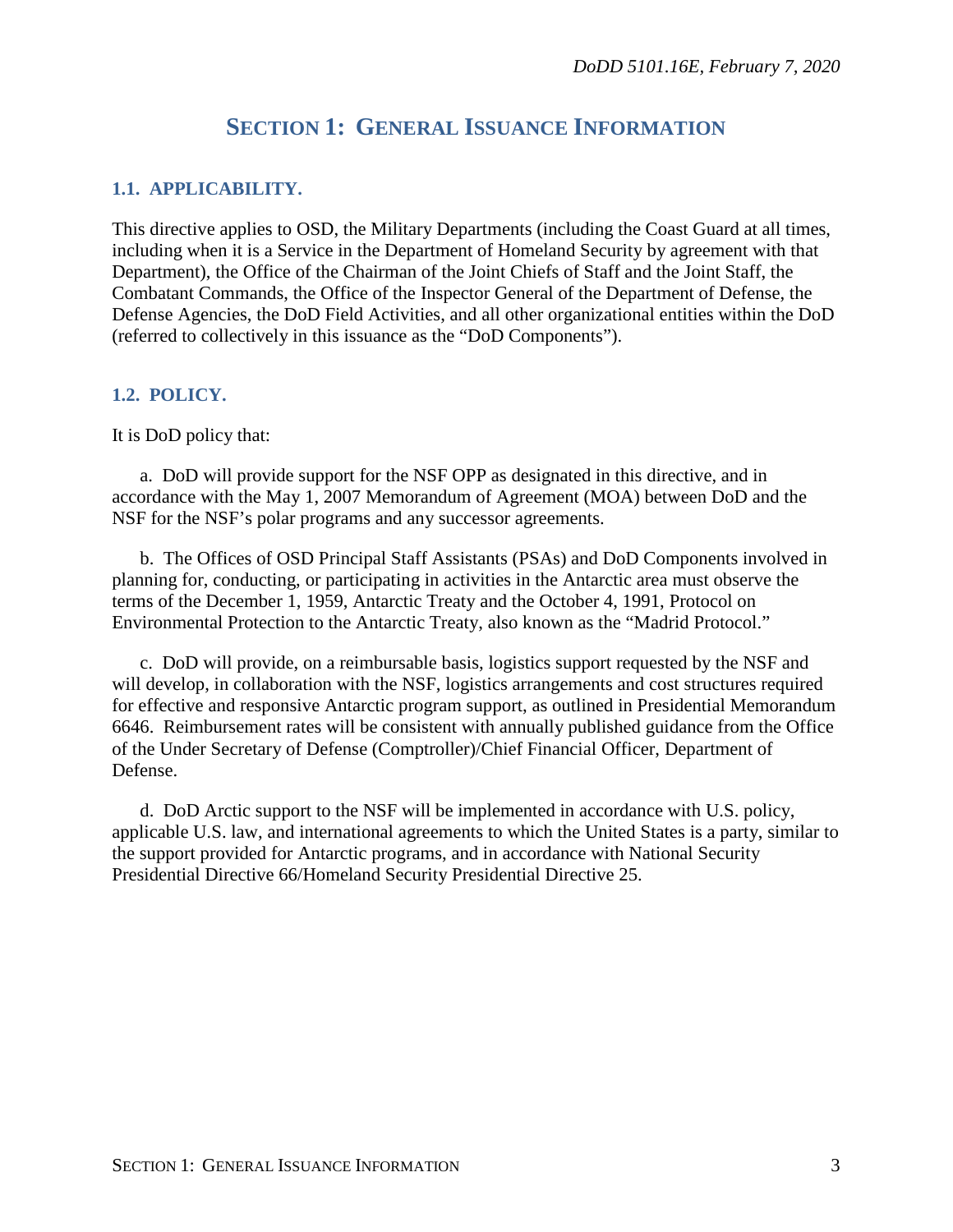# SECTION 1: GENERAL ISSUANCE INFORMATION

## 1.1. APPLICABILITY.

This directive applies to OSD, the Military Departments (including the Coast Guard at all times, including when it is a Service in the Department of Homeland Security by agreement with that Department), the Office of the Chairman of the Joint Chiefs of Staff and the Joint Staff, the Combatant Commands, the Office of the Inspector General of the Department of Defense, the Defense Agencies, the DoD Field Activities, and all other organizational entities within the DoD (referred to collectively in this issuance as the "DoD Components").

## 1.2. POLICY.

It is DoD policy that:

a. DoD will provide support for the NSF OPP as designated in this directive, and in accordance with the May 1, 2007 Memorandum of Agreement (MOA) between DoD and the NSF for the NSF's polar programs and any successor agreements.

b. The Offices of OSD Principal Staff Assistants (PSAs) and DoD Components involved in planning for, conducting, or participating in activities in the Antarctic area must observe the terms of the December 1, 1959, Antarctic Treaty and the October 4, 1991, Protocol on Environmental Protection to the Antarctic Treaty, also known as the "Madrid Protocol."

c. DoD will provide, on a reimbursable basis, logistics support requested by the NSF and will develop, in collaboration with the NSF, logistics arrangements and cost structures required for effective and responsive Antarctic program support, as outlined in Presidential Memorandum 6646. Reimbursement rates will be consistent with annually published guidance from the Office of the Under Secretary of Defense (Comptroller)/Chief Financial Officer, Department of Defense.

d. DoD Arctic support to the NSF will be implemented in accordance with U.S. policy, applicable U.S. law, and international agreements to which the United States is a party, similar to the support provided for Antarctic programs, and in accordance with National Security Presidential Directive 66/Homeland Security Presidential Directive 25.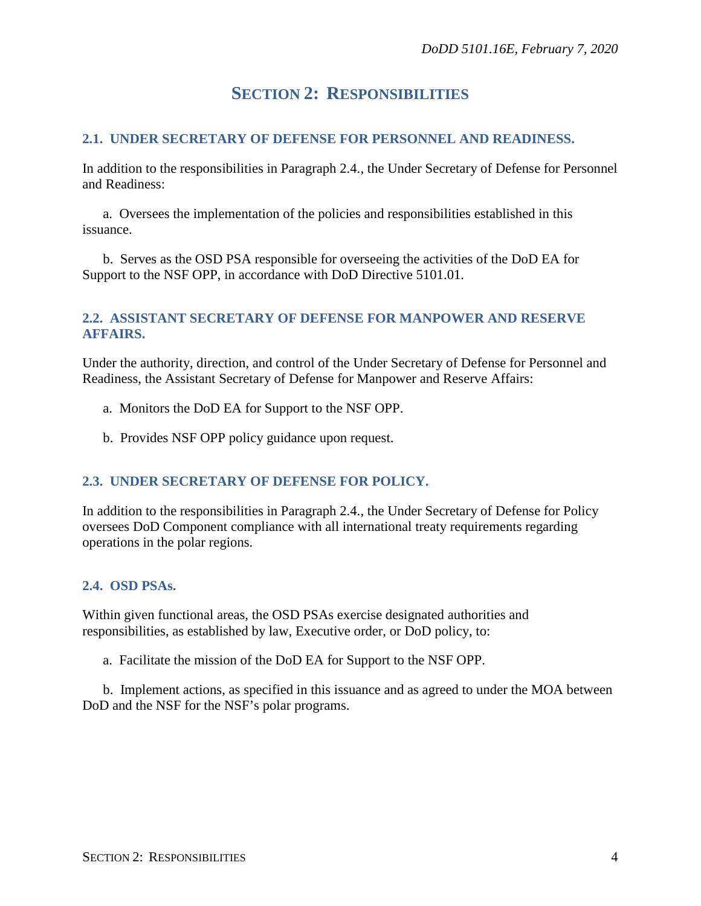# SECTION 2: RESPONSIBILITIES

## 2.1. UNDER SECRETARY OF DEFENSE FOR PERSONNEL AND READINESS.

In addition to the responsibilities in Paragraph 2.4., the Under Secretary of Defense for Personnel and Readiness:

a. Oversees the implementation of the policies and responsibilities established in this issuance.

b. Serves as the OSD PSA responsible for overseeing the activities of the DoD EA for Support to the NSF OPP, in accordance with DoD Directive 5101.01.

## 2.2. ASSISTANT SECRETARY OF DEFENSE FOR MANPOWER AND RESERVE AFFAIRS.

Under the authority, direction, and control of the Under Secretary of Defense for Personnel and Readiness, the Assistant Secretary of Defense for Manpower and Reserve Affairs:

a. Monitors the DoD EA for Support to the NSF OPP.

b. Provides NSF OPP policy guidance upon request.

## 2.3. UNDER SECRETARY OF DEFENSE FOR POLICY.

In addition to the responsibilities in Paragraph 2.4., the Under Secretary of Defense for Policy oversees DoD Component compliance with all international treaty requirements regarding operations in the polar regions.

## 2.4. OSD PSAs.

Within given functional areas, the OSD PSAs exercise designated authorities and responsibilities, as established by law, Executive order, or DoD policy, to:

a. Facilitate the mission of the DoD EA for Support to the NSF OPP.

b. Implement actions, as specified in this issuance and as agreed to under the MOA between DoD and the NSF for the NSF's polar programs.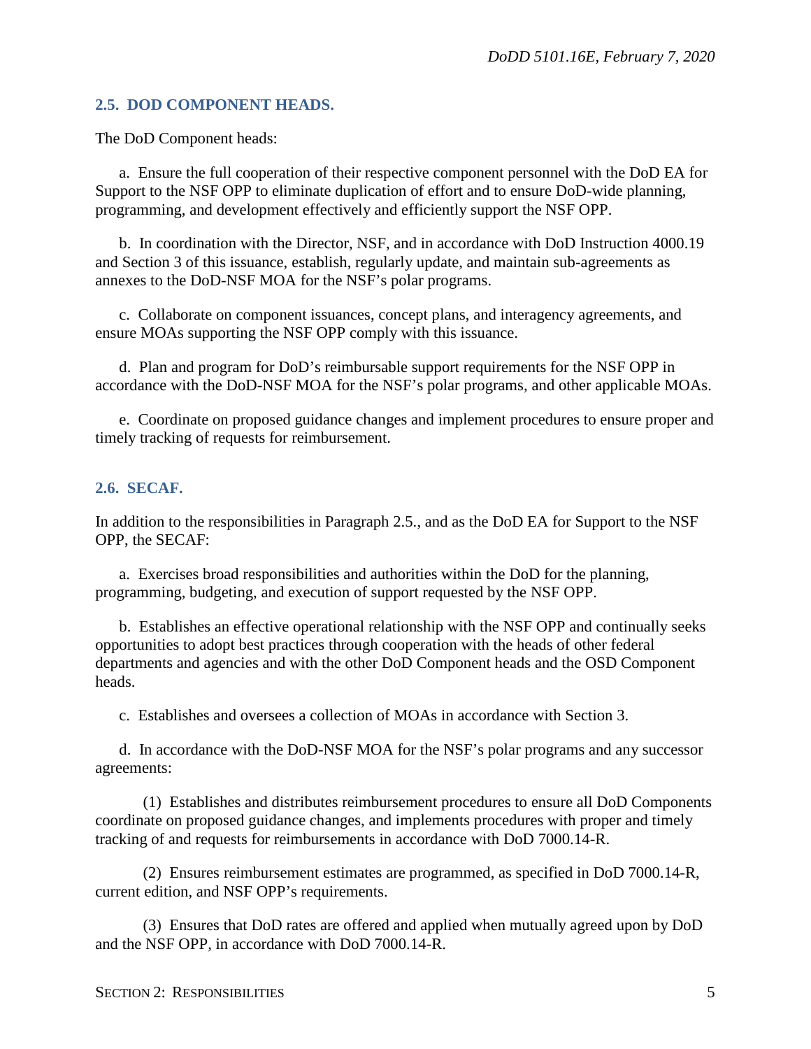## 2.5. DOD COMPONENT HEADS.

The DoD Component heads:

a. Ensure the full cooperation of their respective component personnel with the DoD EA for Support to the NSF OPP to eliminate duplication of effort and to ensure DoD-wide planning, programming, and development effectively and efficiently support the NSF OPP.

b. In coordination with the Director, NSF, and in accordance with DoD Instruction 4000.19 and Section 3 of this issuance, establish, regularly update, and maintain sub-agreements as annexes to the DoD-NSF MOA for the NSF's polar programs.

c. Collaborate on component issuances, concept plans, and interagency agreements, and ensure MOAs supporting the NSF OPP comply with this issuance.

d. Plan and program for DoD's reimbursable support requirements for the NSF OPP in accordance with the DoD-NSF MOA for the NSF's polar programs, and other applicable MOAs.

e. Coordinate on proposed guidance changes and implement procedures to ensure proper and timely tracking of requests for reimbursement.

## 2.6. SECAF.

In addition to the responsibilities in Paragraph 2.5., and as the DoD EA for Support to the NSF OPP, the SECAF:

a. Exercises broad responsibilities and authorities within the DoD for the planning, programming, budgeting, and execution of support requested by the NSF OPP.

b. Establishes an effective operational relationship with the NSF OPP and continually seeks opportunities to adopt best practices through cooperation with the heads of other federal departments and agencies and with the other DoD Component heads and the OSD Component heads.

c. Establishes and oversees a collection of MOAs in accordance with Section 3.

d. In accordance with the DoD-NSF MOA for the NSF's polar programs and any successor agreements:

(1) Establishes and distributes reimbursement procedures to ensure all DoD Components coordinate on proposed guidance changes, and implements procedures with proper and timely tracking of and requests for reimbursements in accordance with DoD 7000.14-R.

(2) Ensures reimbursement estimates are programmed, as specified in DoD 7000.14-R, current edition, and NSF OPP's requirements.

(3) Ensures that DoD rates are offered and applied when mutually agreed upon by DoD and the NSF OPP, in accordance with DoD 7000.14-R.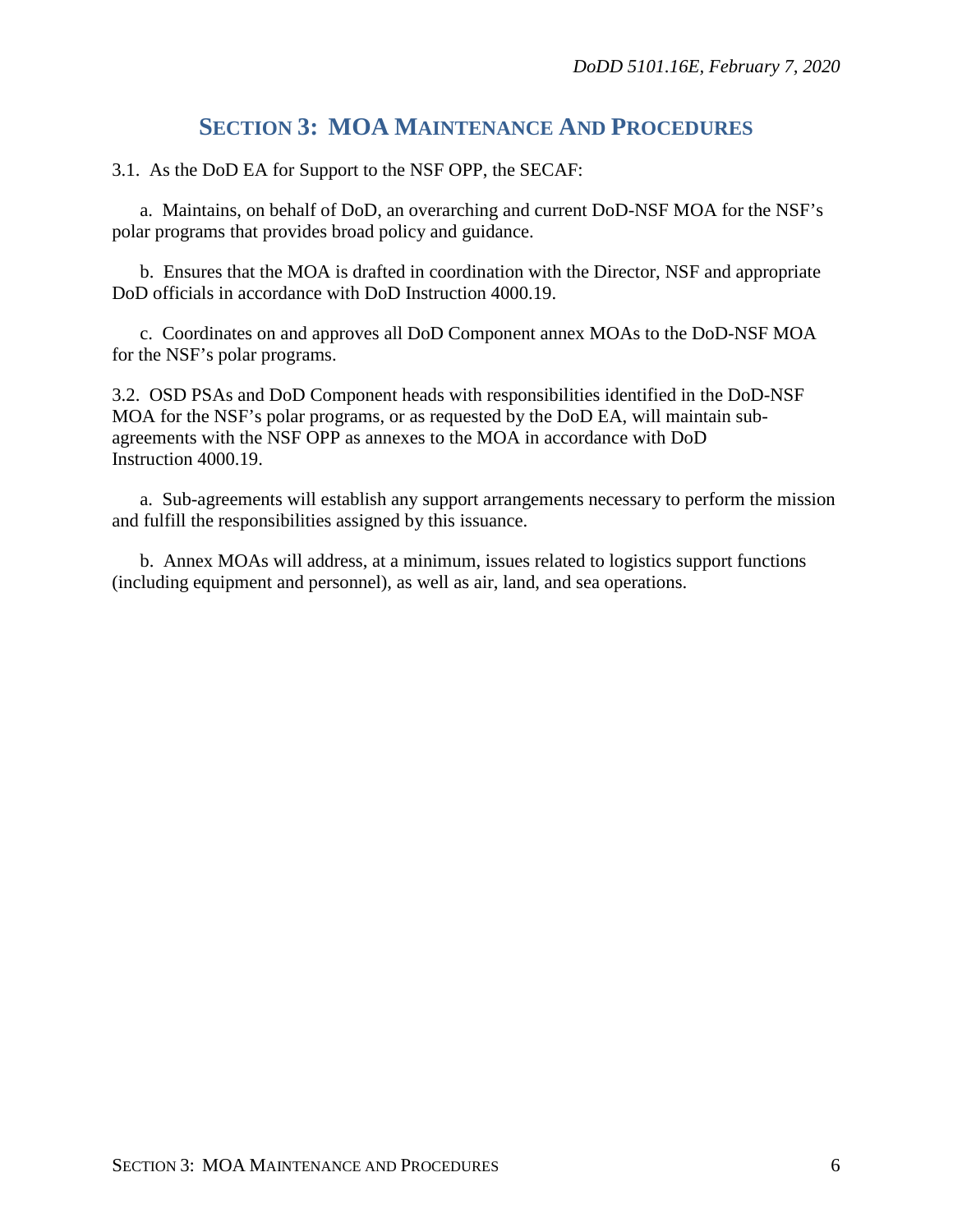## SECTION 3: MOA MAINTENANCE AND PROCEDURES

3.1. As the DoD EA for Support to the NSF OPP, the SECAF:

a. Maintains, on behalf of DoD, an overarching and current DoD-NSF MOA for the NSF's polar programs that provides broad policy and guidance.

b. Ensures that the MOA is drafted in coordination with the Director, NSF and appropriate DoD officials in accordance with DoD Instruction 4000.19.

c. Coordinates on and approves all DoD Component annex MOAs to the DoD-NSF MOA for the NSF's polar programs.

3.2. OSD PSAs and DoD Component heads with responsibilities identified in the DoD-NSF MOA for the NSF's polar programs, or as requested by the DoD EA, will maintain sub-agreements with the NSF OPP as annexes to the MOA in accordance with DoD Instruction 4000.19.

a. Sub-agreements will establish any support arrangements necessary to perform the mission and fulfill the responsibilities assigned by this issuance.

b. Annex MOAs will address, at a minimum, issues related to logistics support functions (including equipment and personnel), as well as air, land, and sea operations.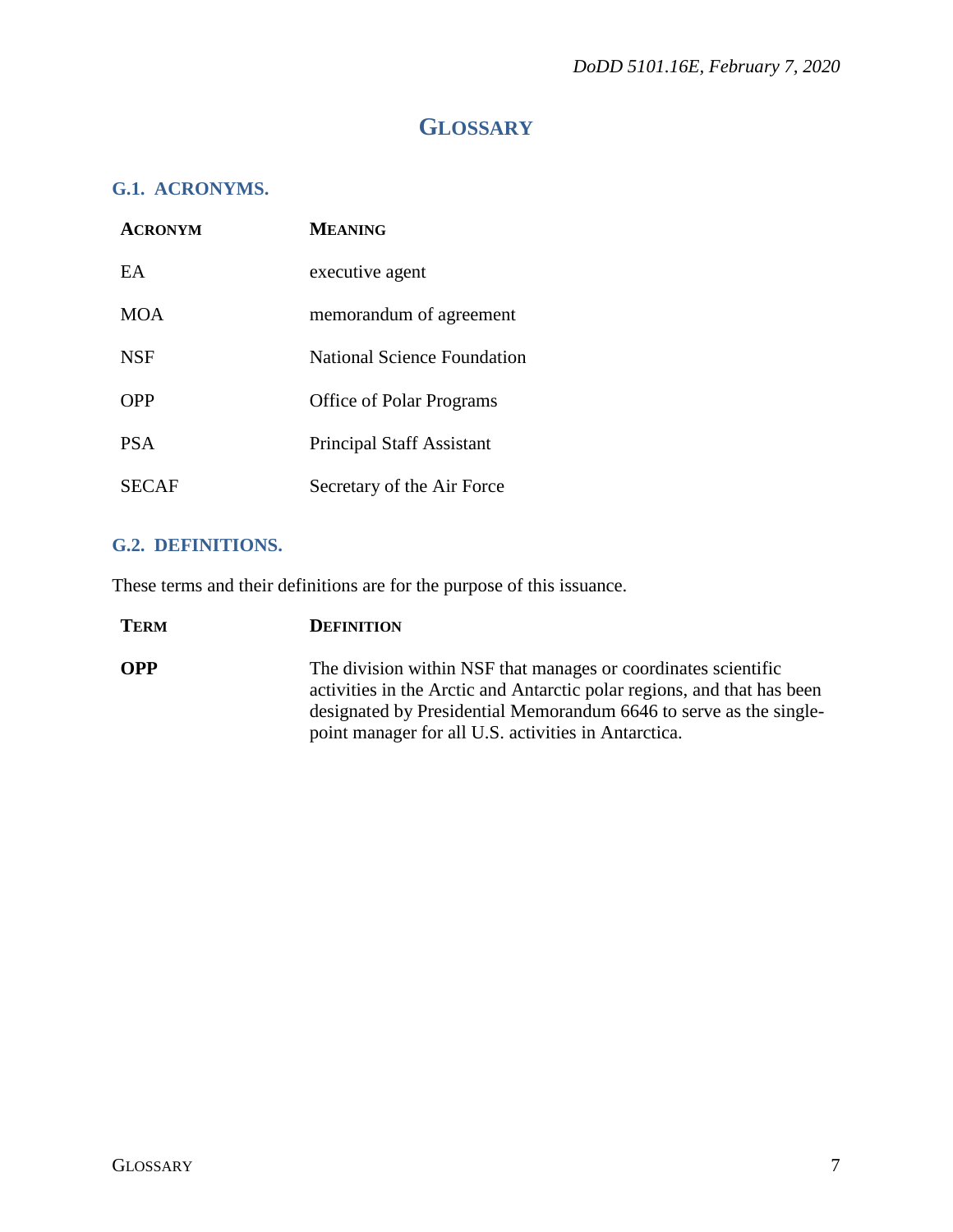# GLOSSARY

## G.1. ACRONYMS.

| ACRONYM | MEANING |
|---|---|
| EA | executive agent |
| MOA | memorandum of agreement |
| NSF | National Science Foundation |
| OPP | Office of Polar Programs |
| PSA | Principal Staff Assistant |
| SECAF | Secretary of the Air Force |

## G.2. DEFINITIONS.

These terms and their definitions are for the purpose of this issuance.

| TERM | DEFINITION |
|---|---|
| **OPP** | The division within NSF that manages or coordinates scientific activities in the Arctic and Antarctic polar regions, and that has been designated by Presidential Memorandum 6646 to serve as the single-point manager for all U.S. activities in Antarctica. |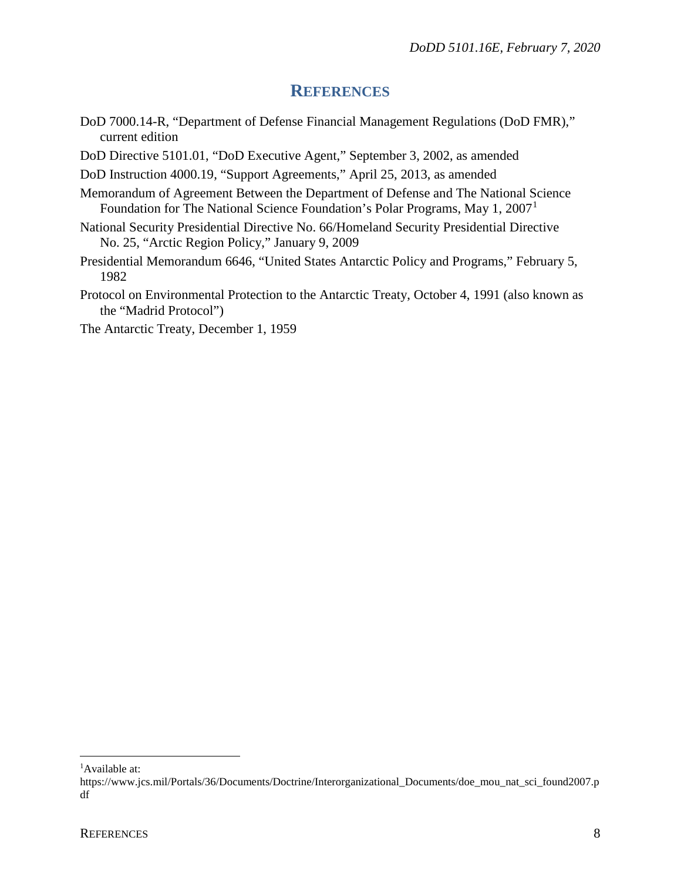## REFERENCES

DoD 7000.14-R, "Department of Defense Financial Management Regulations (DoD FMR)," current edition

DoD Directive 5101.01, "DoD Executive Agent," September 3, 2002, as amended

DoD Instruction 4000.19, "Support Agreements," April 25, 2013, as amended

Memorandum of Agreement Between the Department of Defense and The National Science Foundation for The National Science Foundation's Polar Programs, May 1, 2007[1]

National Security Presidential Directive No. 66/Homeland Security Presidential Directive No. 25, "Arctic Region Policy," January 9, 2009

Presidential Memorandum 6646, "United States Antarctic Policy and Programs," February 5, 1982

Protocol on Environmental Protection to the Antarctic Treaty, October 4, 1991 (also known as the "Madrid Protocol")

The Antarctic Treaty, December 1, 1959

---

[1] Available at: https://www.jcs.mil/Portals/36/Documents/Doctrine/Interorganizational_Documents/doe_mou_nat_sci_found2007.pdf